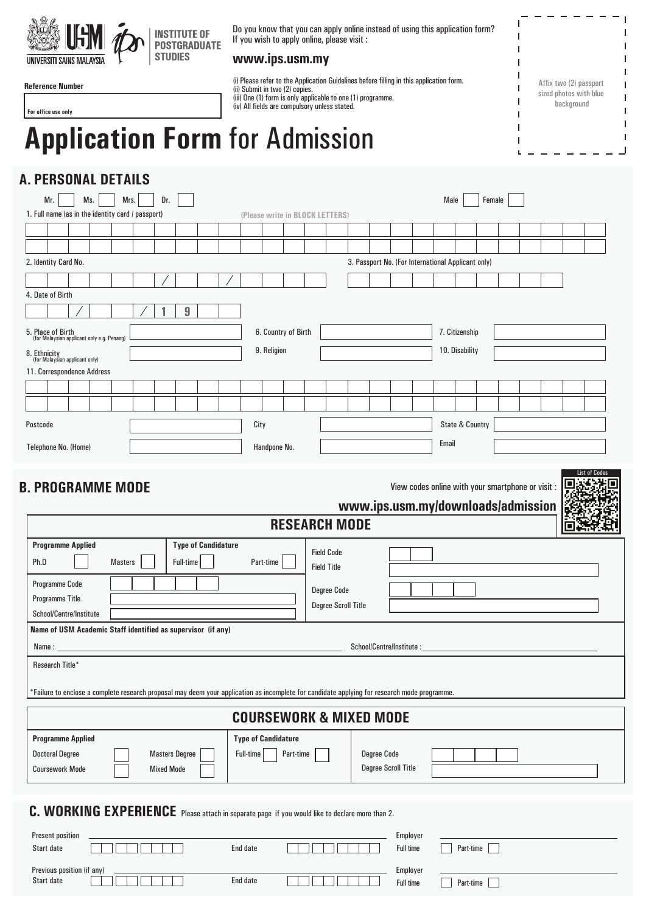UNIVERSITI SAINS MALAYSIA

INSTITUTE OF POSTGRADUATE STUDIES

Do you know that you can apply online instead of using this application form? If you wish to apply online, please visit :

**www.ips.usm.my**

**Reference Number**

For office use only

(i) Please refer to the Application Guidelines before filling in this application form.
(ii) Submit in two (2) copies.
(iii) One (1) form is only applicable to one (1) programme.
(iv) All fields are compulsory unless stated.

Affix two (2) passport sized photos with blue background

# Application Form for Admission

## A. PERSONAL DETAILS

Mr. ☐ Ms. ☐ Mrs. ☐ Dr. ☐ Male ☐ Female ☐

1. Full name (as in the identity card / passport) (Please write in BLOCK LETTERS)

2. Identity Card No. ___ / ___ / ___

3. Passport No. (For International Applicant only)

4. Date of Birth ___ / ___ / 1 9 ___

5. Place of Birth (for Malaysian applicant only e.g. Penang)

6. Country of Birth

7. Citizenship

8. Ethnicity (for Malaysian applicant only)

9. Religion

10. Disability

11. Correspondence Address

Postcode

City

State & Country

Telephone No. (Home)

Handpone No.

Email

## B. PROGRAMME MODE

View codes online with your smartphone or visit :

**www.ips.usm.my/downloads/admission**

List of Codes

### RESEARCH MODE

**Programme Applied**

Ph.D ☐ Masters ☐

**Type of Candidature**

Full-time ☐ Part-time ☐

Field Code

Field Title

Programme Code

Programme Title

School/Centre/Institute

Degree Code

Degree Scroll Title

**Name of USM Academic Staff identified as supervisor (if any)**

Name : ______ School/Centre/Institute : ______

Research Title*

*Failure to enclose a complete research proposal may deem your application as incomplete for candidate applying for research mode programme.

### COURSEWORK & MIXED MODE

**Programme Applied**

Doctoral Degree ☐ Masters Degree ☐

Coursework Mode ☐ Mixed Mode ☐

**Type of Candidature**

Full-time ☐ Part-time ☐

Degree Code

Degree Scroll Title

## C. WORKING EXPERIENCE

Please attach in separate page if you would like to declare more than 2.

Present position ______ Employer ______

Start date ______ End date ______ Full time ☐ Part-time ☐

Previous position (if any) ______ Employer ______

Start date ______ End date ______ Full time ☐ Part-time ☐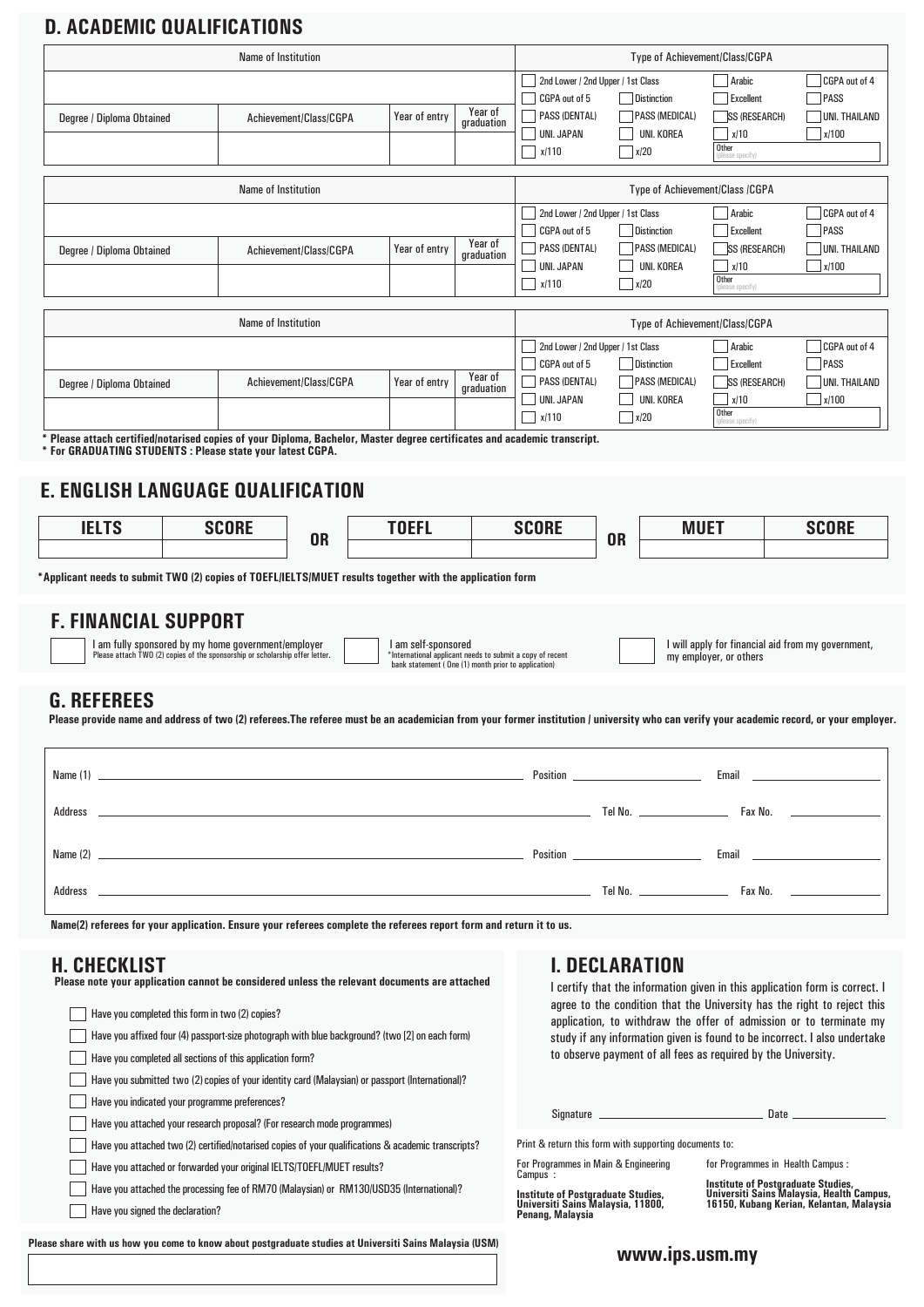## D. ACADEMIC QUALIFICATIONS

| Name of Institution | | | | Type of Achievement/Class/CGPA |
|---|---|---|---|---|
| | | | | ☐ 2nd Lower / 2nd Upper / 1st Class ☐ Arabic ☐ CGPA out of 4 ☐ CGPA out of 5 ☐ Distinction ☐ Excellent ☐ PASS ☐ PASS (DENTAL) ☐ PASS (MEDICAL) ☐ SS (RESEARCH) ☐ UNI. THAILAND ☐ UNI. JAPAN ☐ UNI. KOREA ☐ x/10 ☐ x/100 ☐ x/110 ☐ x/20 Other (please specify) |
| Degree / Diploma Obtained | Achievement/Class/CGPA | Year of entry | Year of graduation | |
| | | | | |

| Name of Institution | | | | Type of Achievement/Class /CGPA |
|---|---|---|---|---|
| | | | | ☐ 2nd Lower / 2nd Upper / 1st Class ☐ Arabic ☐ CGPA out of 4 ☐ CGPA out of 5 ☐ Distinction ☐ Excellent ☐ PASS ☐ PASS (DENTAL) ☐ PASS (MEDICAL) ☐ SS (RESEARCH) ☐ UNI. THAILAND ☐ UNI. JAPAN ☐ UNI. KOREA ☐ x/10 ☐ x/100 ☐ x/110 ☐ x/20 Other (please specify) |
| Degree / Diploma Obtained | Achievement/Class/CGPA | Year of entry | Year of graduation | |
| | | | | |

| Name of Institution | | | | Type of Achievement/Class/CGPA |
|---|---|---|---|---|
| | | | | ☐ 2nd Lower / 2nd Upper / 1st Class ☐ Arabic ☐ CGPA out of 4 ☐ CGPA out of 5 ☐ Distinction ☐ Excellent ☐ PASS ☐ PASS (DENTAL) ☐ PASS (MEDICAL) ☐ SS (RESEARCH) ☐ UNI. THAILAND ☐ UNI. JAPAN ☐ UNI. KOREA ☐ x/10 ☐ x/100 ☐ x/110 ☐ x/20 Other (please specify) |
| Degree / Diploma Obtained | Achievement/Class/CGPA | Year of entry | Year of graduation | |
| | | | | |

**\* Please attach certified/notarised copies of your Diploma, Bachelor, Master degree certificates and academic transcript.**
**\* For GRADUATING STUDENTS : Please state your latest CGPA.**

## E. ENGLISH LANGUAGE QUALIFICATION

| IELTS | SCORE | | TOEFL | SCORE | | MUET | SCORE |
|---|---|---|---|---|---|---|---|
| | | OR | | | OR | | |

**\*Applicant needs to submit TWO (2) copies of TOEFL/IELTS/MUET results together with the application form**

## F. FINANCIAL SUPPORT

☐ I am fully sponsored by my home government/employer
Please attach TWO (2) copies of the sponsorship or scholarship offer letter.

☐ I am self-sponsored
\*International applicant needs to submit a copy of recent bank statement ( One (1) month prior to application)

☐ I will apply for financial aid from my government, my employer, or others

## G. REFEREES

**Please provide name and address of two (2) referees.The referee must be an academician from your former institution / university who can verify your academic record, or your employer.**

Name (1) ____________ Position ____________ Email ____________

Address ____________ Tel No. ____________ Fax No. ____________

Name (2) ____________ Position ____________ Email ____________

Address ____________ Tel No. ____________ Fax No. ____________

**Name(2) referees for your application. Ensure your referees complete the referees report form and return it to us.**

## H. CHECKLIST

**Please note your application cannot be considered unless the relevant documents are attached**

- ☐ Have you completed this form in two (2) copies?
- ☐ Have you affixed four (4) passport-size photograph with blue background? (two [2] on each form)
- ☐ Have you completed all sections of this application form?
- ☐ Have you submitted two (2) copies of your identity card (Malaysian) or passport (International)?
- ☐ Have you indicated your programme preferences?
- ☐ Have you attached your research proposal? (For research mode programmes)
- ☐ Have you attached two (2) certified/notarised copies of your qualifications & academic transcripts?
- ☐ Have you attached or forwarded your original IELTS/TOEFL/MUET results?
- ☐ Have you attached the processing fee of RM70 (Malaysian) or RM130/USD35 (International)?
- ☐ Have you signed the declaration?

**Please share with us how you come to know about postgraduate studies at Universiti Sains Malaysia (USM)**

## I. DECLARATION

I certify that the information given in this application form is correct. I agree to the condition that the University has the right to reject this application, to withdraw the offer of admission or to terminate my study if any information given is found to be incorrect. I also undertake to observe payment of all fees as required by the University.

Signature ____________ Date ____________

Print & return this form with supporting documents to:

For Programmes in Main & Engineering Campus :
**Institute of Postgraduate Studies, Universiti Sains Malaysia, 11800, Penang, Malaysia**

for Programmes in Health Campus :
**Institute of Postgraduate Studies, Universiti Sains Malaysia, Health Campus, 16150, Kubang Kerian, Kelantan, Malaysia**

**www.ips.usm.my**